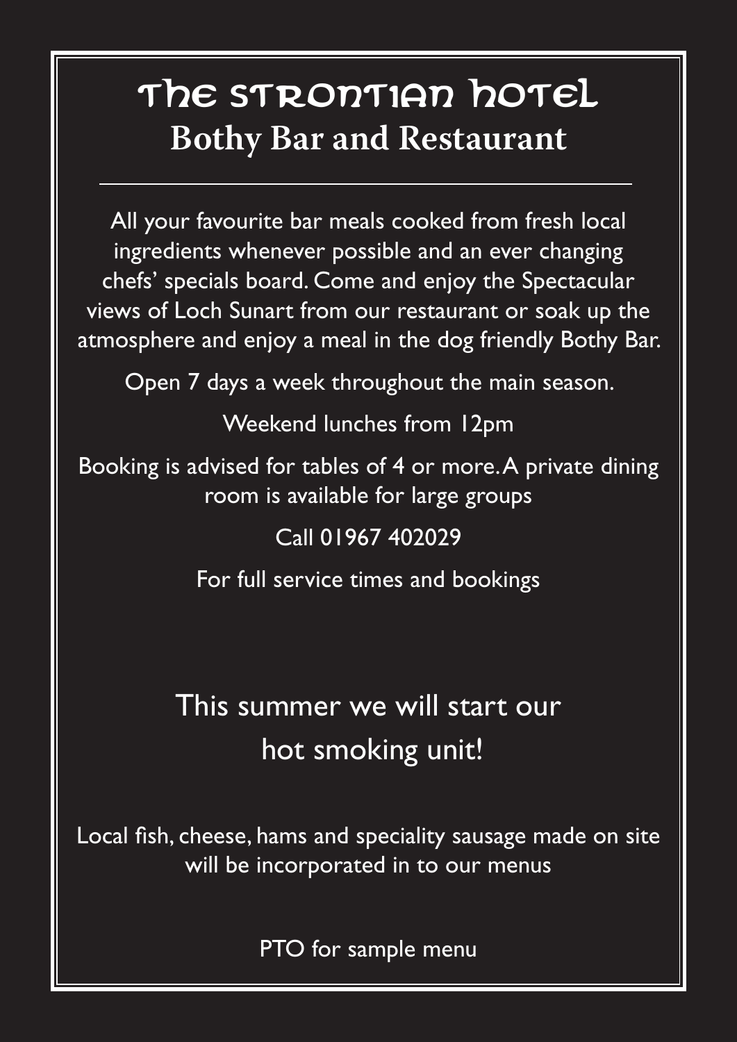# The Strontian Hotel

## Bothy Bar and Restaurant

---

All your favourite bar meals cooked from fresh local ingredients whenever possible and an ever changing chefs' specials board. Come and enjoy the Spectacular views of Loch Sunart from our restaurant or soak up the atmosphere and enjoy a meal in the dog friendly Bothy Bar.

Open 7 days a week throughout the main season.

Weekend lunches from 12pm

Booking is advised for tables of 4 or more. A private dining room is available for large groups

Call 01967 402029

For full service times and bookings

## This summer we will start our hot smoking unit!

Local fish, cheese, hams and speciality sausage made on site will be incorporated in to our menus

PTO for sample menu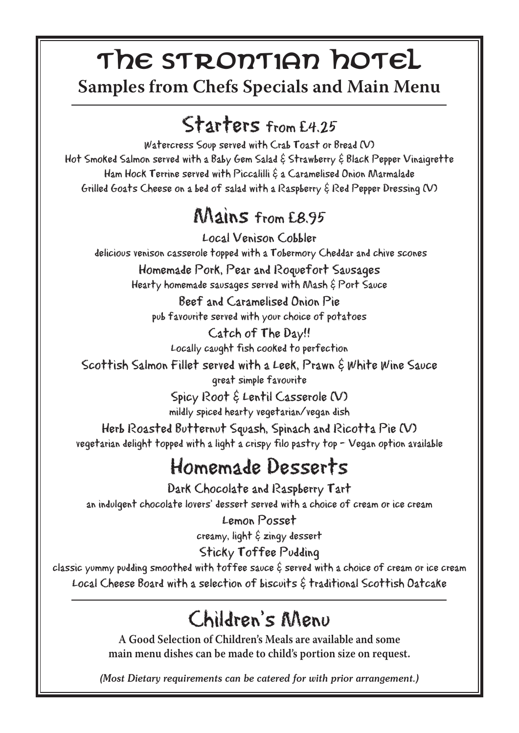# The Strontian Hotel

**Samples from Chefs Specials and Main Menu**

## Starters from £4.25

Watercress Soup served with Crab Toast or Bread (V)

Hot Smoked Salmon served with a Baby Gem Salad & Strawberry & Black Pepper Vinaigrette

Ham Hock Terrine served with Piccalilli & a Caramelised Onion Marmalade

Grilled Goats Cheese on a bed of salad with a Raspberry & Red Pepper Dressing (V)

## Mains from £8.95

Local Venison Cobbler

delicious venison casserole topped with a Tobermory Cheddar and chive scones

Homemade Pork, Pear and Roquefort Sausages

Hearty homemade sausages served with Mash & Port Sauce

Beef and Caramelised Onion Pie

pub favourite served with your choice of potatoes

Catch of The Day!!

Locally caught fish cooked to perfection

Scottish Salmon Fillet served with a Leek, Prawn & White Wine Sauce

great simple favourite

Spicy Root & Lentil Casserole (V)

mildly spiced hearty vegetarian/vegan dish

Herb Roasted Butternut Squash, Spinach and Ricotta Pie (V)

vegetarian delight topped with a light a crispy filo pastry top – Vegan option available

## Homemade Desserts

Dark Chocolate and Raspberry Tart

an indulgent chocolate lovers' dessert served with a choice of cream or ice cream

Lemon Posset

creamy, light & zingy dessert

Sticky Toffee Pudding

classic yummy pudding smoothed with toffee sauce & served with a choice of cream or ice cream

Local Cheese Board with a selection of biscuits & traditional Scottish Oatcake

## Children's Menu

**A Good Selection of Children's Meals are available and some main menu dishes can be made to child's portion size on request.**

***(Most Dietary requirements can be catered for with prior arrangement.)***